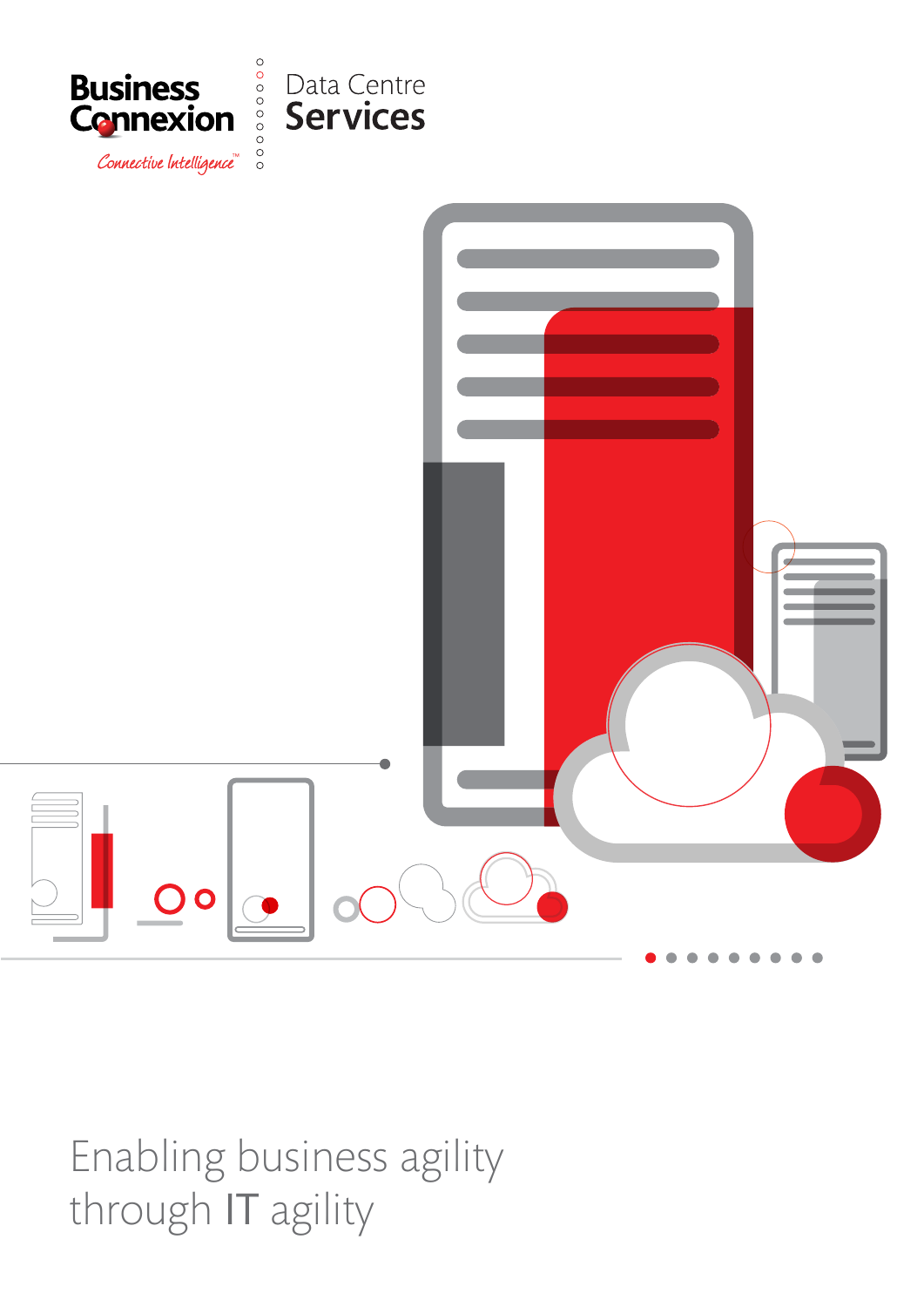Business Connexion

*Connective Intelligence™*

# Data Centre Services

Enabling business agility through IT agility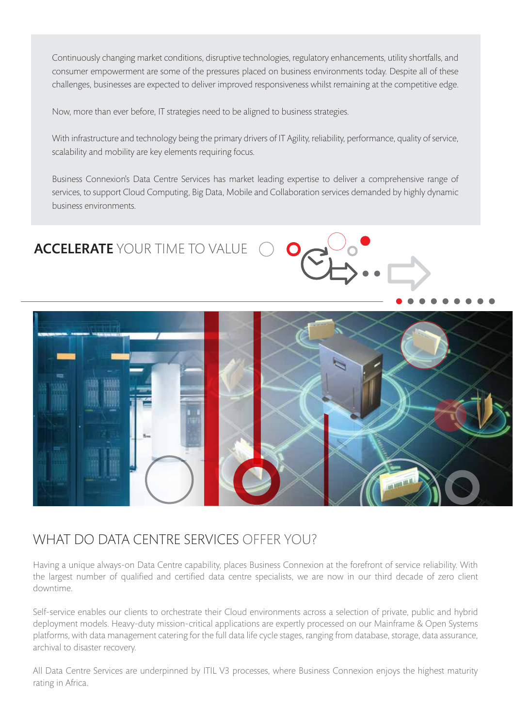Continuously changing market conditions, disruptive technologies, regulatory enhancements, utility shortfalls, and consumer empowerment are some of the pressures placed on business environments today. Despite all of these challenges, businesses are expected to deliver improved responsiveness whilst remaining at the competitive edge.

Now, more than ever before, IT strategies need to be aligned to business strategies.

With infrastructure and technology being the primary drivers of IT Agility, reliability, performance, quality of service, scalability and mobility are key elements requiring focus.

Business Connexion's Data Centre Services has market leading expertise to deliver a comprehensive range of services, to support Cloud Computing, Big Data, Mobile and Collaboration services demanded by highly dynamic business environments.

## **ACCELERATE** YOUR TIME TO VALUE

## WHAT DO DATA CENTRE SERVICES OFFER YOU?

Having a unique always-on Data Centre capability, places Business Connexion at the forefront of service reliability. With the largest number of qualified and certified data centre specialists, we are now in our third decade of zero client downtime.

Self-service enables our clients to orchestrate their Cloud environments across a selection of private, public and hybrid deployment models. Heavy-duty mission-critical applications are expertly processed on our Mainframe & Open Systems platforms, with data management catering for the full data life cycle stages, ranging from database, storage, data assurance, archival to disaster recovery.

All Data Centre Services are underpinned by ITIL V3 processes, where Business Connexion enjoys the highest maturity rating in Africa.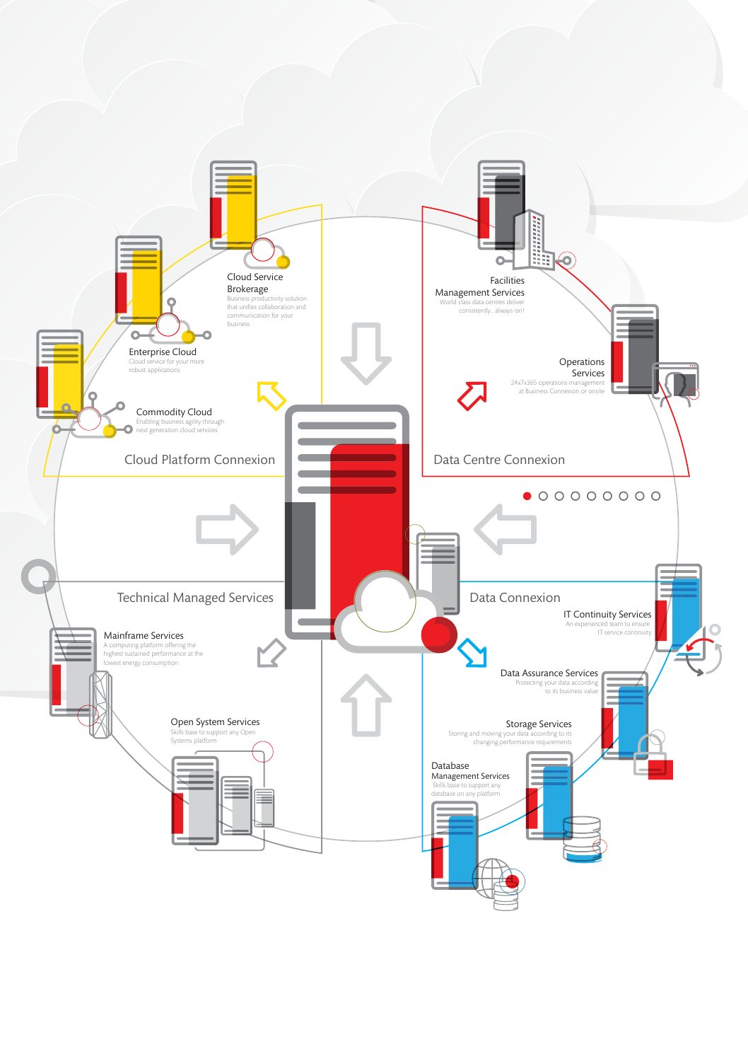## Cloud Platform Connexion

**Cloud Service Brokerage**
Business productivity solution that unifies collaboration and communication for your business

**Enterprise Cloud**
Cloud service for your more robust applications

**Commodity Cloud**
Enabling business agility through next generation cloud services

## Data Centre Connexion

**Facilities Management Services**
World class data centres deliver consistently ..always-on!

**Operations Services**
24x7x365 operations management at Business Connexion or onsite

## Technical Managed Services

**Mainframe Services**
A computing platform offering the highest sustained performance at the lowest energy consumption

**Open System Services**
Skills base to support any Open Systems platform

## Data Connexion

**IT Continuity Services**
An experienced team to ensure IT service continuity

**Data Assurance Services**
Protecting your data according to its business value

**Storage Services**
Storing and moving your data according to its changing performance requirements

**Database Management Services**
Skills base to support any database on any platform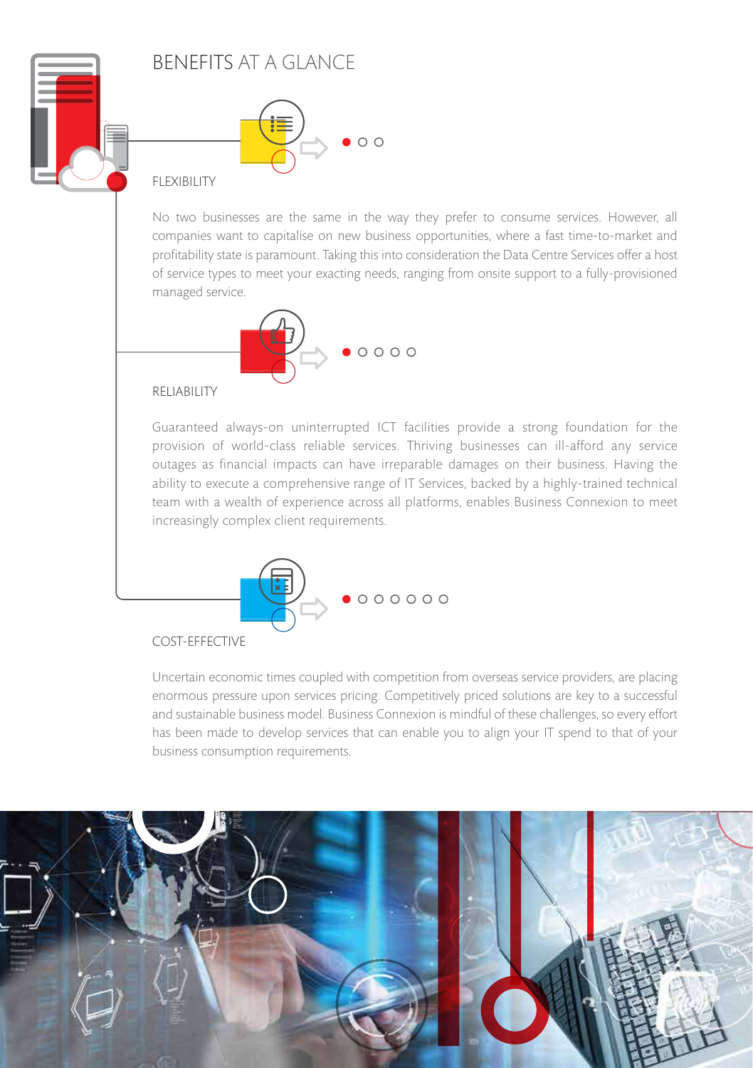# BENEFITS AT A GLANCE

## FLEXIBILITY

No two businesses are the same in the way they prefer to consume services. However, all companies want to capitalise on new business opportunities, where a fast time-to-market and profitability state is paramount. Taking this into consideration the Data Centre Services offer a host of service types to meet your exacting needs, ranging from onsite support to a fully-provisioned managed service.

## RELIABILITY

Guaranteed always-on uninterrupted ICT facilities provide a strong foundation for the provision of world-class reliable services. Thriving businesses can ill-afford any service outages as financial impacts can have irreparable damages on their business. Having the ability to execute a comprehensive range of IT Services, backed by a highly-trained technical team with a wealth of experience across all platforms, enables Business Connexion to meet increasingly complex client requirements.

## COST-EFFECTIVE

Uncertain economic times coupled with competition from overseas service providers, are placing enormous pressure upon services pricing. Competitively priced solutions are key to a successful and sustainable business model. Business Connexion is mindful of these challenges, so every effort has been made to develop services that can enable you to align your IT spend to that of your business consumption requirements.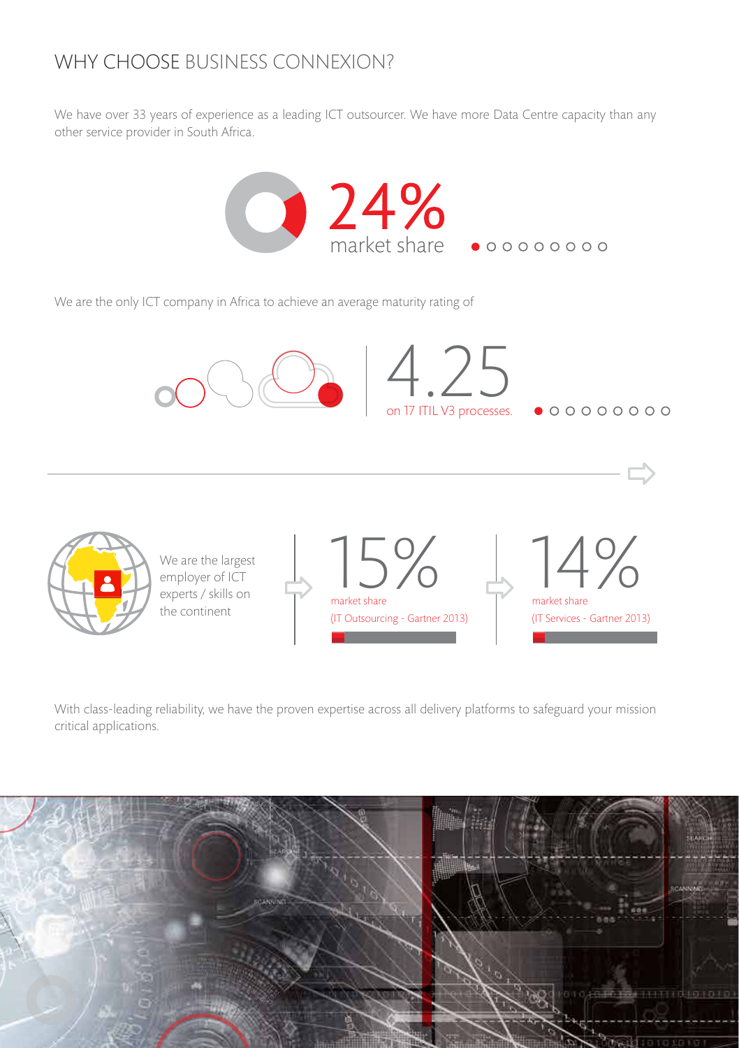## WHY CHOOSE BUSINESS CONNEXION?

We have over 33 years of experience as a leading ICT outsourcer. We have more Data Centre capacity than any other service provider in South Africa.

24%
market share

We are the only ICT company in Africa to achieve an average maturity rating of

4.25
on 17 ITIL V3 processes.

We are the largest employer of ICT experts / skills on the continent

15%
market share
(IT Outsourcing - Gartner 2013)

14%
market share
(IT Services - Gartner 2013)

With class-leading reliability, we have the proven expertise across all delivery platforms to safeguard your mission critical applications.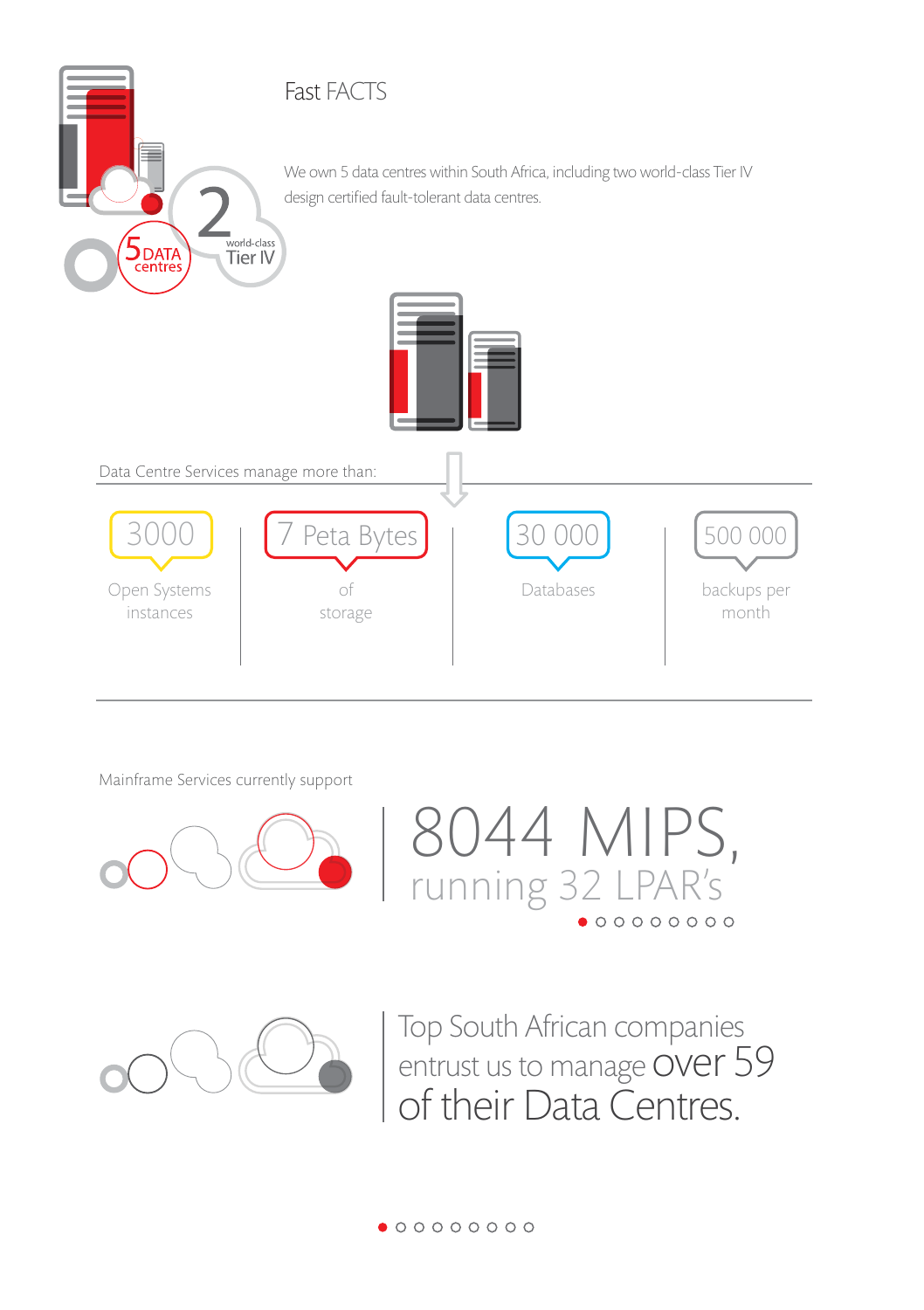# Fast FACTS

5 DATA centres

2 world-class Tier IV

We own 5 data centres within South Africa, including two world-class Tier IV design certified fault-tolerant data centres.

Data Centre Services manage more than:

| 3000 | 7 Peta Bytes | 30 000 | 500 000 |
|---|---|---|---|
| Open Systems instances | of storage | Databases | backups per month |

Mainframe Services currently support

**8044 MIPS, running 32 LPAR's**

Top South African companies entrust us to manage **over 59 of their Data Centres.**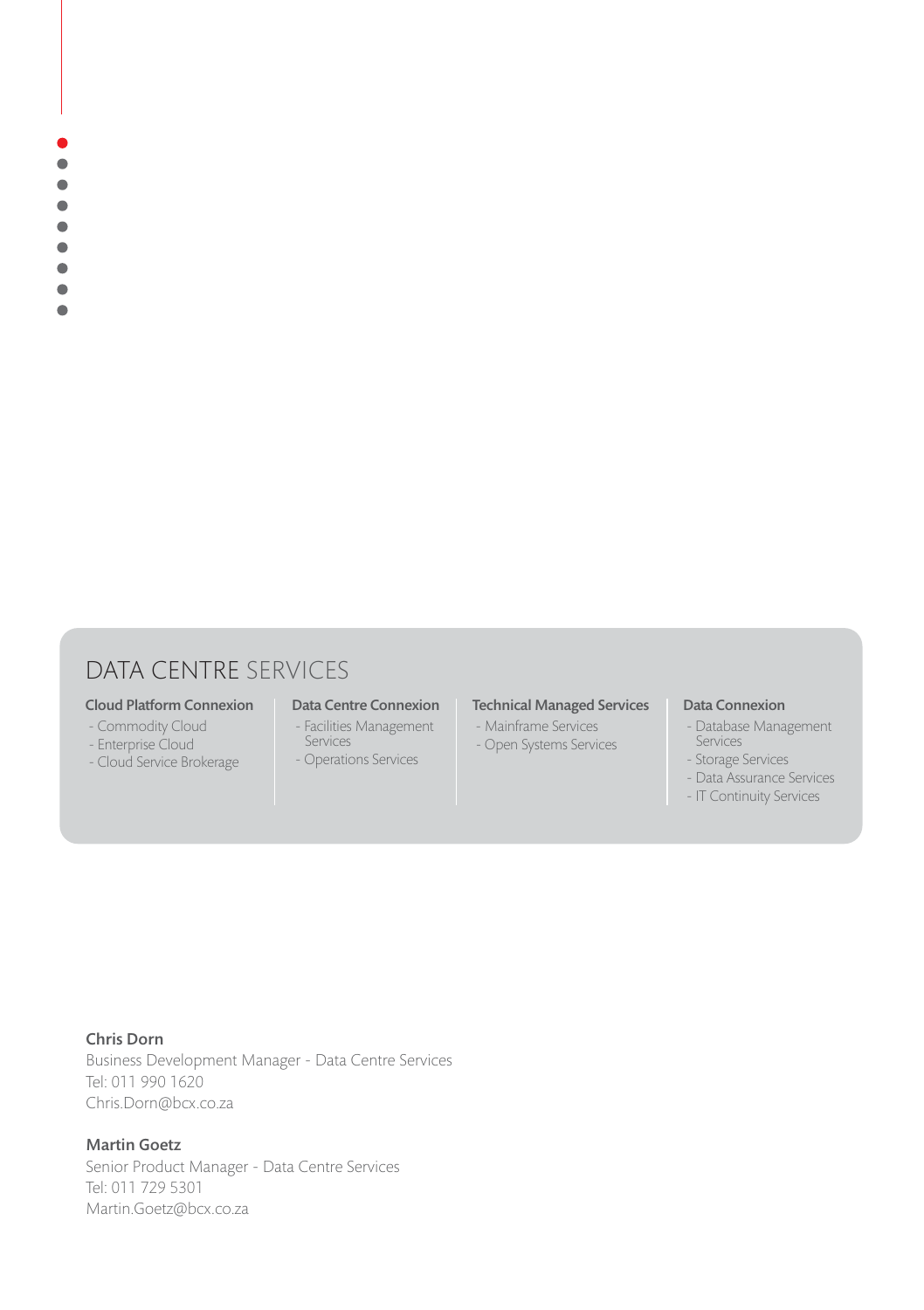## DATA CENTRE SERVICES

**Cloud Platform Connexion**
- Commodity Cloud
- Enterprise Cloud
- Cloud Service Brokerage

**Data Centre Connexion**
- Facilities Management Services
- Operations Services

**Technical Managed Services**
- Mainframe Services
- Open Systems Services

**Data Connexion**
- Database Management Services
- Storage Services
- Data Assurance Services
- IT Continuity Services

**Chris Dorn**
Business Development Manager - Data Centre Services
Tel: 011 990 1620
Chris.Dorn@bcx.co.za

**Martin Goetz**
Senior Product Manager - Data Centre Services
Tel: 011 729 5301
Martin.Goetz@bcx.co.za